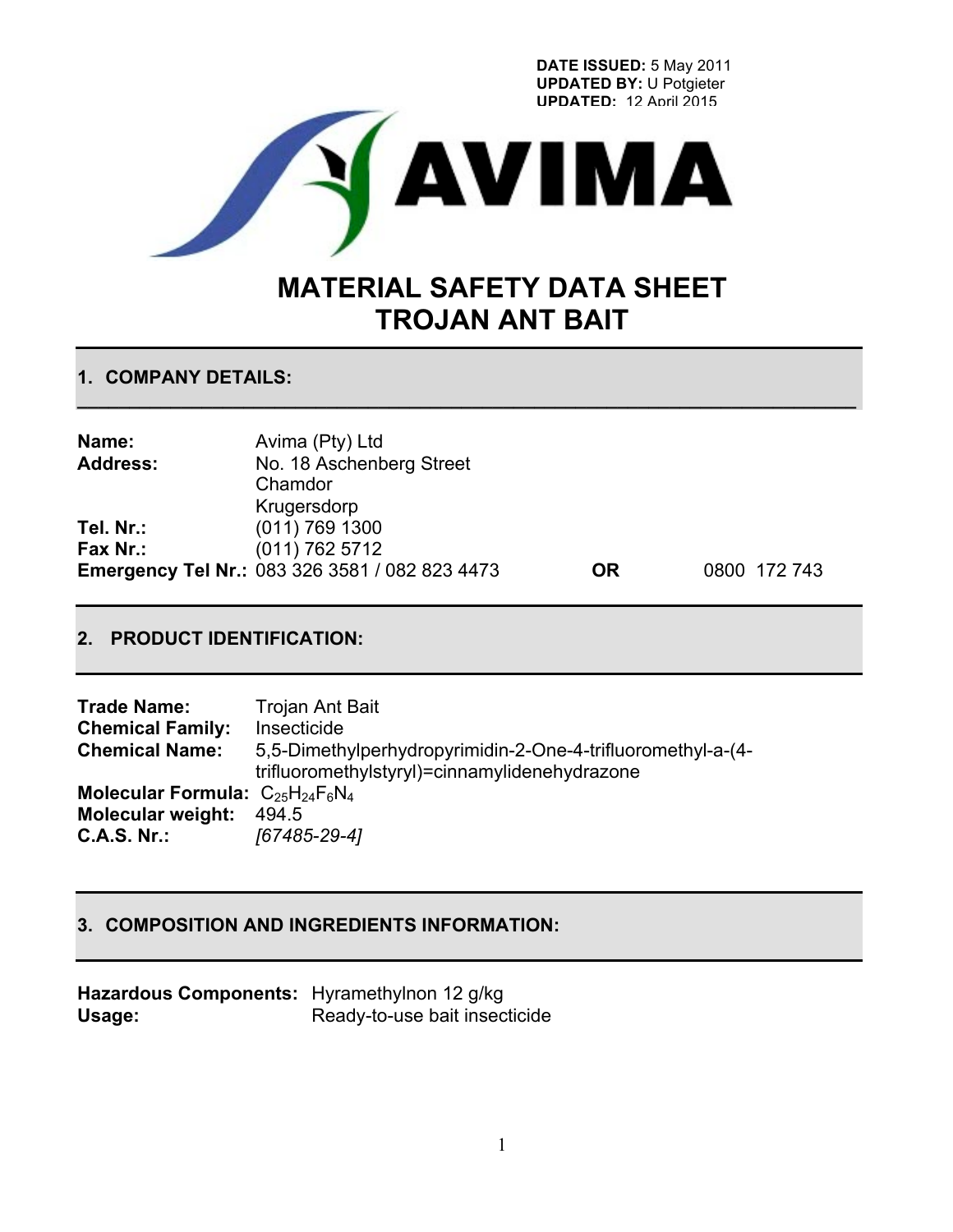**DATE ISSUED:** 5 May 2011
**UPDATED BY:** U Potgieter
**UPDATED:** 12 April 2015

AVIMA

# MATERIAL SAFETY DATA SHEET
# TROJAN ANT BAIT

## 1. COMPANY DETAILS:

**Name:** Avima (Pty) Ltd
**Address:** No. 18 Aschenberg Street
Chamdor
Krugersdorp
**Tel. Nr.:** (011) 769 1300
**Fax Nr.:** (011) 762 5712
**Emergency Tel Nr.:** 083 326 3581 / 082 823 4473 **OR** 0800 172 743

## 2. PRODUCT IDENTIFICATION:

**Trade Name:** Trojan Ant Bait
**Chemical Family:** Insecticide
**Chemical Name:** 5,5-Dimethylperhydropyrimidin-2-One-4-trifluoromethyl-a-(4-trifluoromethylstyryl)=cinnamylidenehydrazone
**Molecular Formula:** $C_{25}H_{24}F_6N_4$
**Molecular weight:** 494.5
**C.A.S. Nr.:** *[67485-29-4]*

## 3. COMPOSITION AND INGREDIENTS INFORMATION:

**Hazardous Components:** Hyramethylnon 12 g/kg
**Usage:** Ready-to-use bait insecticide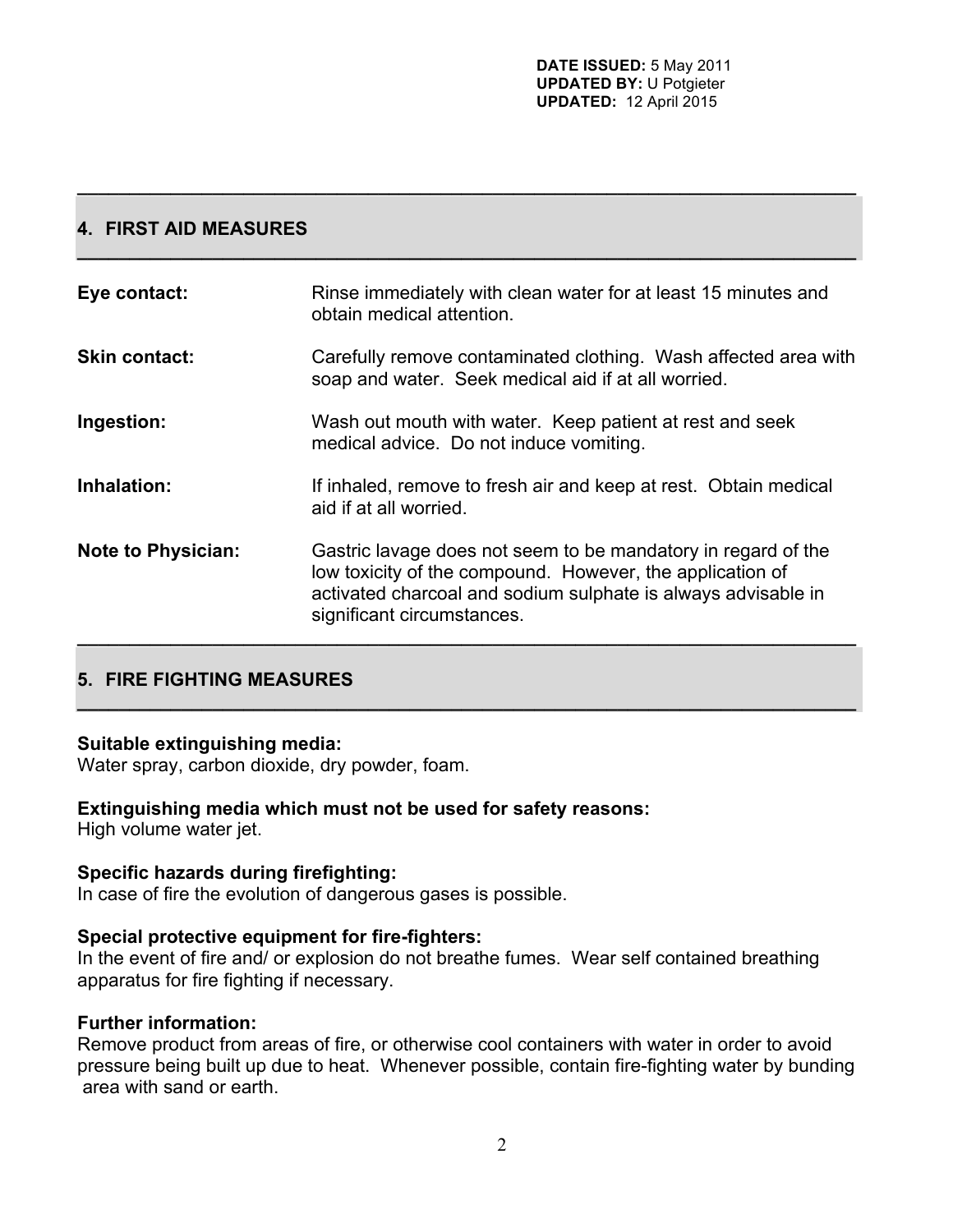## 4. FIRST AID MEASURES

**Eye contact:** Rinse immediately with clean water for at least 15 minutes and obtain medical attention.

**Skin contact:** Carefully remove contaminated clothing. Wash affected area with soap and water. Seek medical aid if at all worried.

**Ingestion:** Wash out mouth with water. Keep patient at rest and seek medical advice. Do not induce vomiting.

**Inhalation:** If inhaled, remove to fresh air and keep at rest. Obtain medical aid if at all worried.

**Note to Physician:** Gastric lavage does not seem to be mandatory in regard of the low toxicity of the compound. However, the application of activated charcoal and sodium sulphate is always advisable in significant circumstances.

## 5. FIRE FIGHTING MEASURES

**Suitable extinguishing media:**
Water spray, carbon dioxide, dry powder, foam.

**Extinguishing media which must not be used for safety reasons:**
High volume water jet.

**Specific hazards during firefighting:**
In case of fire the evolution of dangerous gases is possible.

**Special protective equipment for fire-fighters:**
In the event of fire and/ or explosion do not breathe fumes. Wear self contained breathing apparatus for fire fighting if necessary.

**Further information:**
Remove product from areas of fire, or otherwise cool containers with water in order to avoid pressure being built up due to heat. Whenever possible, contain fire-fighting water by bunding area with sand or earth.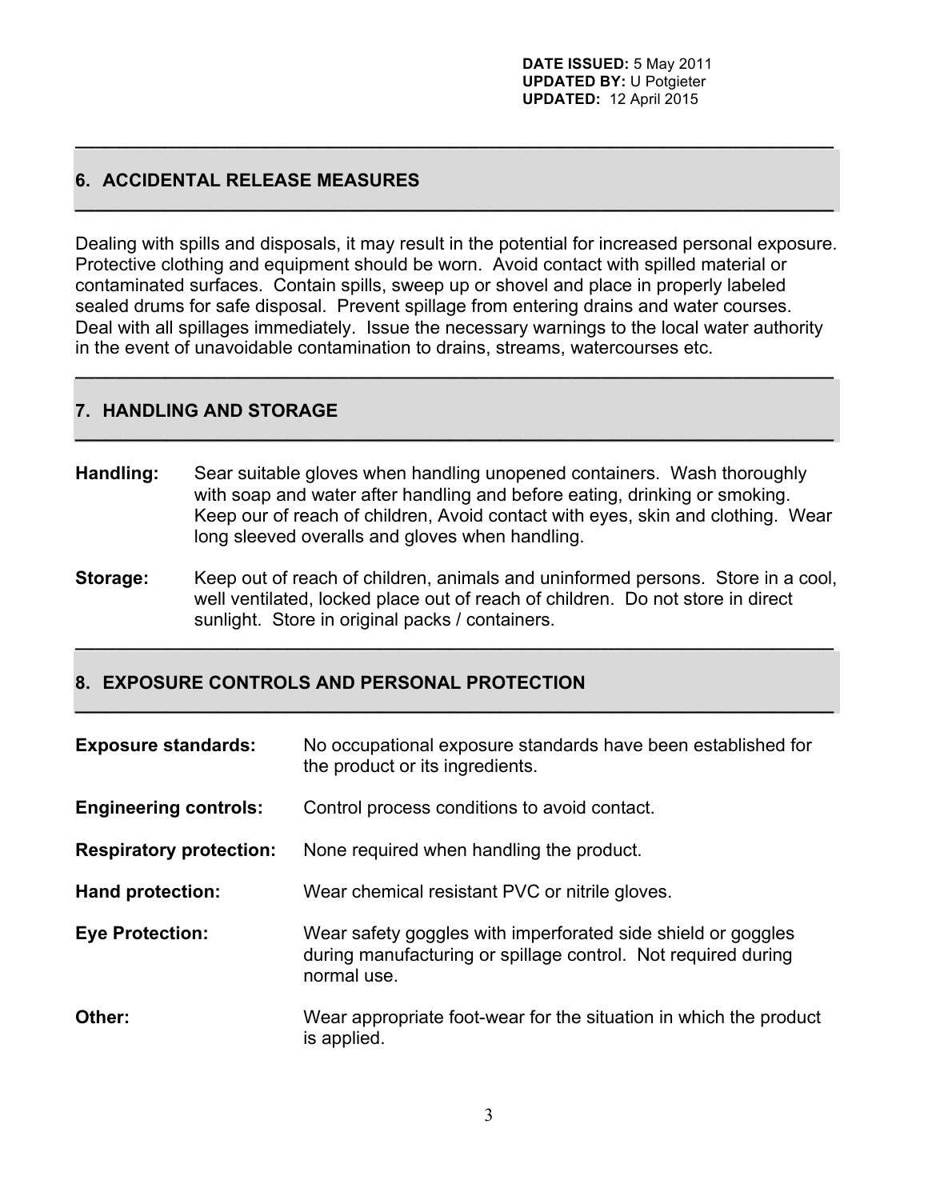**DATE ISSUED:** 5 May 2011
**UPDATED BY:** U Potgieter
**UPDATED:** 12 April 2015

## 6. ACCIDENTAL RELEASE MEASURES

Dealing with spills and disposals, it may result in the potential for increased personal exposure. Protective clothing and equipment should be worn. Avoid contact with spilled material or contaminated surfaces. Contain spills, sweep up or shovel and place in properly labeled sealed drums for safe disposal. Prevent spillage from entering drains and water courses. Deal with all spillages immediately. Issue the necessary warnings to the local water authority in the event of unavoidable contamination to drains, streams, watercourses etc.

## 7. HANDLING AND STORAGE

**Handling:** Sear suitable gloves when handling unopened containers. Wash thoroughly with soap and water after handling and before eating, drinking or smoking. Keep our of reach of children, Avoid contact with eyes, skin and clothing. Wear long sleeved overalls and gloves when handling.

**Storage:** Keep out of reach of children, animals and uninformed persons. Store in a cool, well ventilated, locked place out of reach of children. Do not store in direct sunlight. Store in original packs / containers.

## 8. EXPOSURE CONTROLS AND PERSONAL PROTECTION

**Exposure standards:** No occupational exposure standards have been established for the product or its ingredients.

**Engineering controls:** Control process conditions to avoid contact.

**Respiratory protection:** None required when handling the product.

**Hand protection:** Wear chemical resistant PVC or nitrile gloves.

**Eye Protection:** Wear safety goggles with imperforated side shield or goggles during manufacturing or spillage control. Not required during normal use.

**Other:** Wear appropriate foot-wear for the situation in which the product is applied.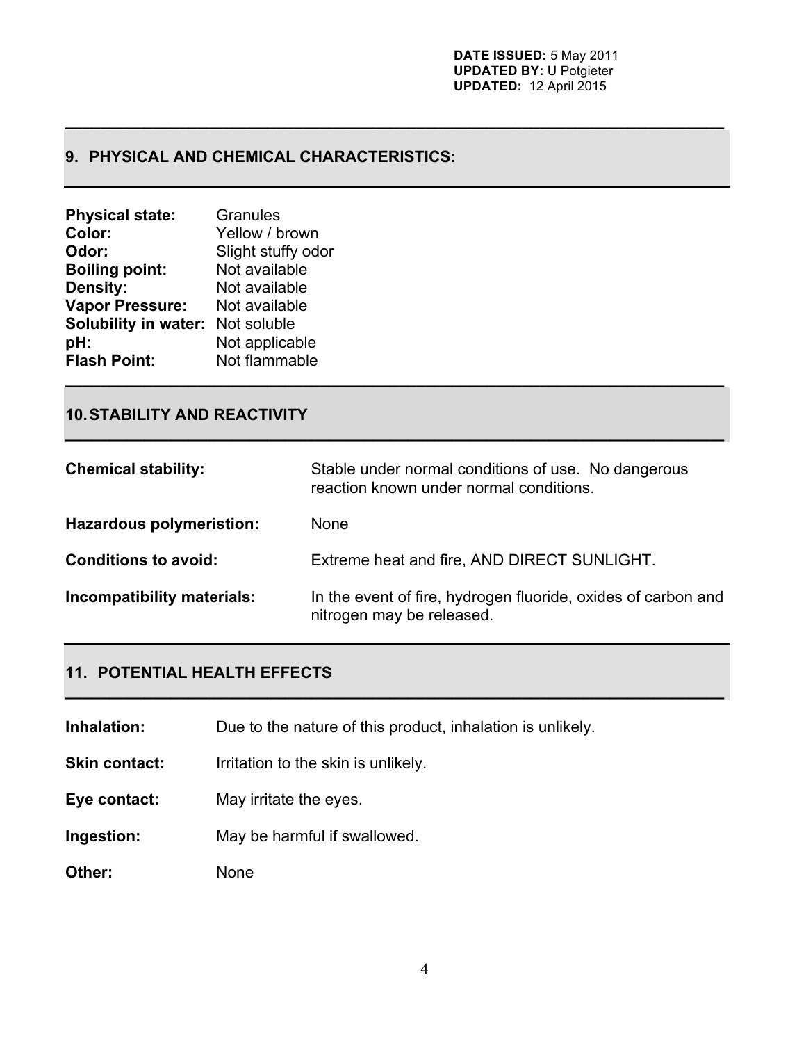**DATE ISSUED:** 5 May 2011
**UPDATED BY:** U Potgieter
**UPDATED:** 12 April 2015

## 9. PHYSICAL AND CHEMICAL CHARACTERISTICS:

**Physical state:** Granules
**Color:** Yellow / brown
**Odor:** Slight stuffy odor
**Boiling point:** Not available
**Density:** Not available
**Vapor Pressure:** Not available
**Solubility in water:** Not soluble
**pH:** Not applicable
**Flash Point:** Not flammable

## 10. STABILITY AND REACTIVITY

**Chemical stability:** Stable under normal conditions of use. No dangerous reaction known under normal conditions.

**Hazardous polymeristion:** None

**Conditions to avoid:** Extreme heat and fire, AND DIRECT SUNLIGHT.

**Incompatibility materials:** In the event of fire, hydrogen fluoride, oxides of carbon and nitrogen may be released.

## 11. POTENTIAL HEALTH EFFECTS

**Inhalation:** Due to the nature of this product, inhalation is unlikely.

**Skin contact:** Irritation to the skin is unlikely.

**Eye contact:** May irritate the eyes.

**Ingestion:** May be harmful if swallowed.

**Other:** None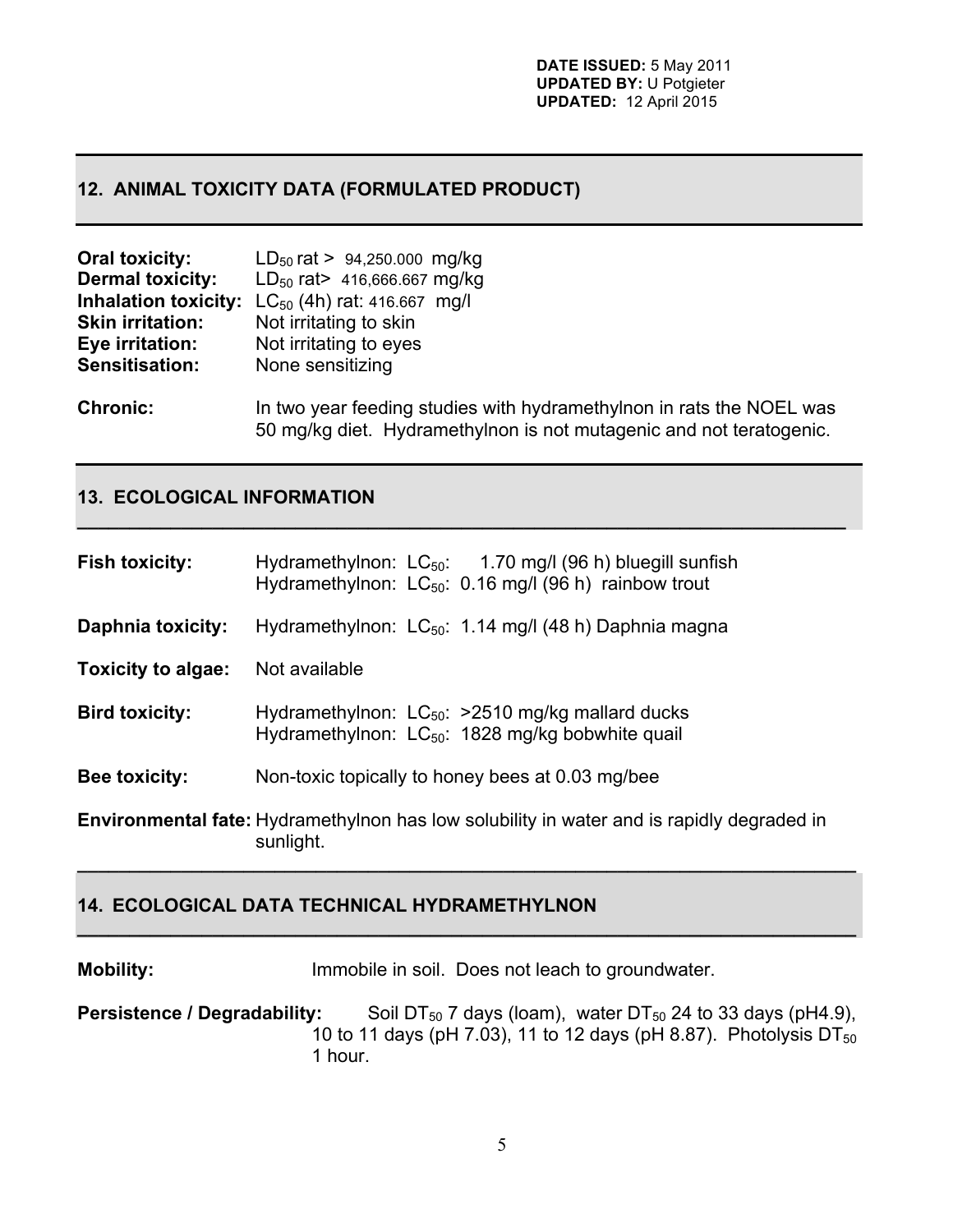**DATE ISSUED:** 5 May 2011
**UPDATED BY:** U Potgieter
**UPDATED:** 12 April 2015

## 12. ANIMAL TOXICITY DATA (FORMULATED PRODUCT)

**Oral toxicity:** $LD_{50}$ rat > 94,250.000 mg/kg
**Dermal toxicity:** $LD_{50}$ rat> 416,666.667 mg/kg
**Inhalation toxicity:** $LC_{50}$ (4h) rat: 416.667 mg/l
**Skin irritation:** Not irritating to skin
**Eye irritation:** Not irritating to eyes
**Sensitisation:** None sensitizing

**Chronic:** In two year feeding studies with hydramethylnon in rats the NOEL was 50 mg/kg diet. Hydramethylnon is not mutagenic and not teratogenic.

## 13. ECOLOGICAL INFORMATION

**Fish toxicity:** Hydramethylnon: $LC_{50}$: 1.70 mg/l (96 h) bluegill sunfish
Hydramethylnon: $LC_{50}$: 0.16 mg/l (96 h) rainbow trout

**Daphnia toxicity:** Hydramethylnon: $LC_{50}$: 1.14 mg/l (48 h) Daphnia magna

**Toxicity to algae:** Not available

**Bird toxicity:** Hydramethylnon: $LC_{50}$: >2510 mg/kg mallard ducks
Hydramethylnon: $LC_{50}$: 1828 mg/kg bobwhite quail

**Bee toxicity:** Non-toxic topically to honey bees at 0.03 mg/bee

**Environmental fate:** Hydramethylnon has low solubility in water and is rapidly degraded in sunlight.

## 14. ECOLOGICAL DATA TECHNICAL HYDRAMETHYLNON

**Mobility:** Immobile in soil. Does not leach to groundwater.

**Persistence / Degradability:** Soil $DT_{50}$ 7 days (loam), water $DT_{50}$ 24 to 33 days (pH4.9), 10 to 11 days (pH 7.03), 11 to 12 days (pH 8.87). Photolysis $DT_{50}$ 1 hour.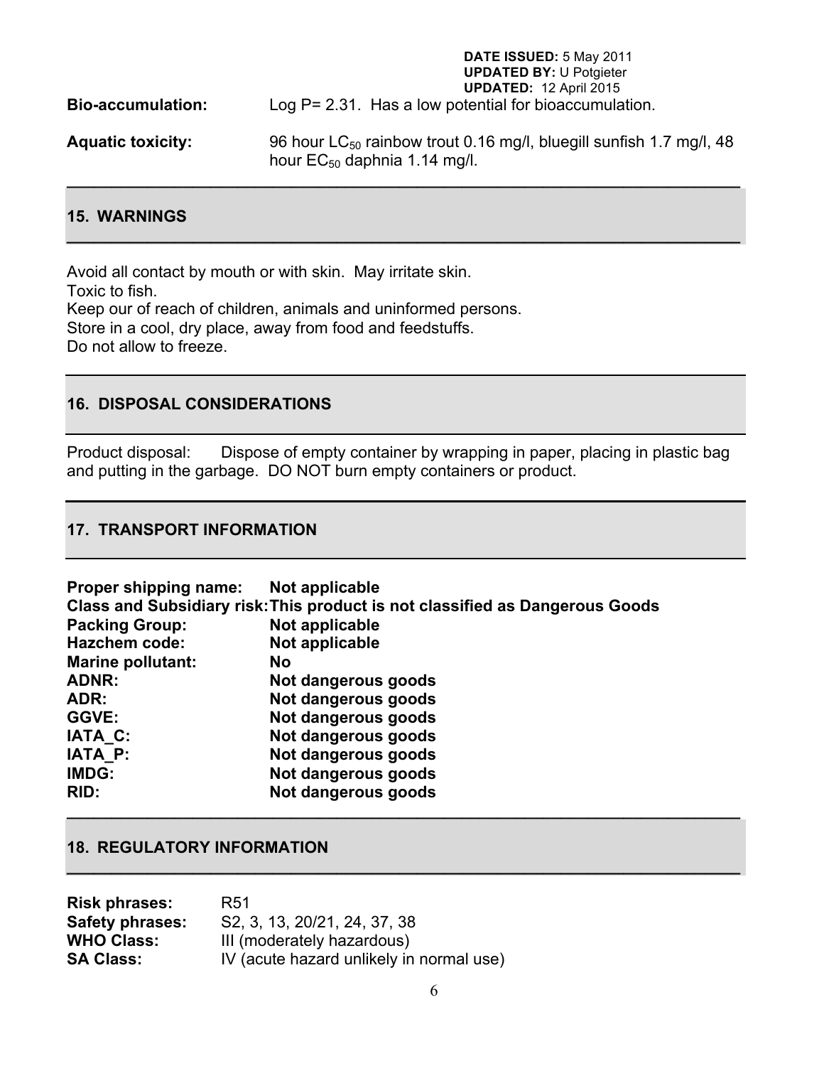**DATE ISSUED:** 5 May 2011
**UPDATED BY:** U Potgieter
**UPDATED:** 12 April 2015

**Bio-accumulation:** Log P= 2.31. Has a low potential for bioaccumulation.

**Aquatic toxicity:** 96 hour $LC_{50}$ rainbow trout 0.16 mg/l, bluegill sunfish 1.7 mg/l, 48 hour $EC_{50}$ daphnia 1.14 mg/l.

## 15. WARNINGS

Avoid all contact by mouth or with skin. May irritate skin.
Toxic to fish.
Keep our of reach of children, animals and uninformed persons.
Store in a cool, dry place, away from food and feedstuffs.
Do not allow to freeze.

## 16. DISPOSAL CONSIDERATIONS

Product disposal: Dispose of empty container by wrapping in paper, placing in plastic bag and putting in the garbage. DO NOT burn empty containers or product.

## 17. TRANSPORT INFORMATION

| | |
|---|---|
| **Proper shipping name:** | **Not applicable** |
| **Class and Subsidiary risk:** | **This product is not classified as Dangerous Goods** |
| **Packing Group:** | **Not applicable** |
| **Hazchem code:** | **Not applicable** |
| **Marine pollutant:** | **No** |
| **ADNR:** | **Not dangerous goods** |
| **ADR:** | **Not dangerous goods** |
| **GGVE:** | **Not dangerous goods** |
| **IATA_C:** | **Not dangerous goods** |
| **IATA_P:** | **Not dangerous goods** |
| **IMDG:** | **Not dangerous goods** |
| **RID:** | **Not dangerous goods** |

## 18. REGULATORY INFORMATION

| | |
|---|---|
| **Risk phrases:** | R51 |
| **Safety phrases:** | S2, 3, 13, 20/21, 24, 37, 38 |
| **WHO Class:** | III (moderately hazardous) |
| **SA Class:** | IV (acute hazard unlikely in normal use) |